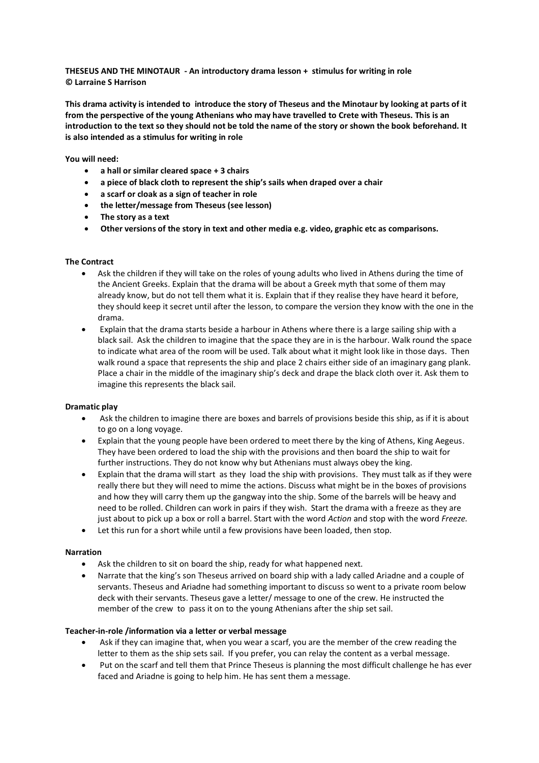**THESEUS AND THE MINOTAUR - An introductory drama lesson + stimulus for writing in role**
**© Larraine S Harrison**

**This drama activity is intended to introduce the story of Theseus and the Minotaur by looking at parts of it from the perspective of the young Athenians who may have travelled to Crete with Theseus. This is an introduction to the text so they should not be told the name of the story or shown the book beforehand. It is also intended as a stimulus for writing in role**

**You will need:**

- **a hall or similar cleared space + 3 chairs**
- **a piece of black cloth to represent the ship's sails when draped over a chair**
- **a scarf or cloak as a sign of teacher in role**
- **the letter/message from Theseus (see lesson)**
- **The story as a text**
- **Other versions of the story in text and other media e.g. video, graphic etc as comparisons.**

**The Contract**

- Ask the children if they will take on the roles of young adults who lived in Athens during the time of the Ancient Greeks. Explain that the drama will be about a Greek myth that some of them may already know, but do not tell them what it is. Explain that if they realise they have heard it before, they should keep it secret until after the lesson, to compare the version they know with the one in the drama.
- Explain that the drama starts beside a harbour in Athens where there is a large sailing ship with a black sail. Ask the children to imagine that the space they are in is the harbour. Walk round the space to indicate what area of the room will be used. Talk about what it might look like in those days. Then walk round a space that represents the ship and place 2 chairs either side of an imaginary gang plank. Place a chair in the middle of the imaginary ship's deck and drape the black cloth over it. Ask them to imagine this represents the black sail.

**Dramatic play**

- Ask the children to imagine there are boxes and barrels of provisions beside this ship, as if it is about to go on a long voyage.
- Explain that the young people have been ordered to meet there by the king of Athens, King Aegeus. They have been ordered to load the ship with the provisions and then board the ship to wait for further instructions. They do not know why but Athenians must always obey the king.
- Explain that the drama will start as they load the ship with provisions. They must talk as if they were really there but they will need to mime the actions. Discuss what might be in the boxes of provisions and how they will carry them up the gangway into the ship. Some of the barrels will be heavy and need to be rolled. Children can work in pairs if they wish. Start the drama with a freeze as they are just about to pick up a box or roll a barrel. Start with the word *Action* and stop with the word *Freeze.*
- Let this run for a short while until a few provisions have been loaded, then stop.

**Narration**

- Ask the children to sit on board the ship, ready for what happened next.
- Narrate that the king's son Theseus arrived on board ship with a lady called Ariadne and a couple of servants. Theseus and Ariadne had something important to discuss so went to a private room below deck with their servants. Theseus gave a letter/ message to one of the crew. He instructed the member of the crew to pass it on to the young Athenians after the ship set sail.

**Teacher-in-role /information via a letter or verbal message**

- Ask if they can imagine that, when you wear a scarf, you are the member of the crew reading the letter to them as the ship sets sail. If you prefer, you can relay the content as a verbal message.
- Put on the scarf and tell them that Prince Theseus is planning the most difficult challenge he has ever faced and Ariadne is going to help him. He has sent them a message.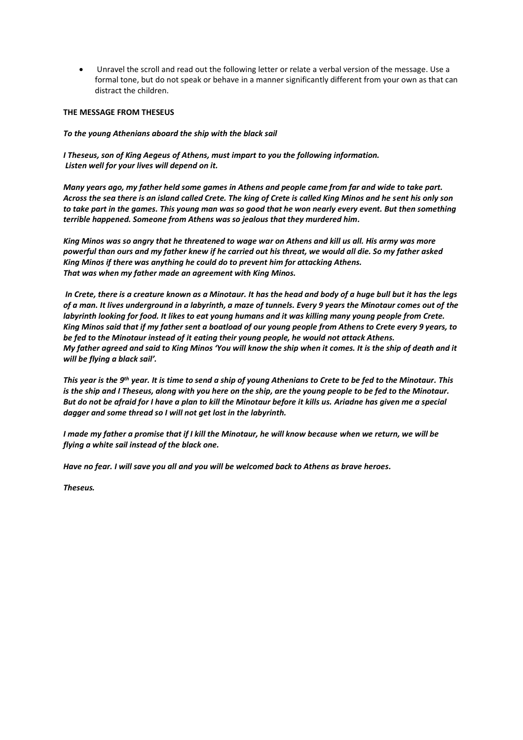- Unravel the scroll and read out the following letter or relate a verbal version of the message. Use a formal tone, but do not speak or behave in a manner significantly different from your own as that can distract the children.

**THE MESSAGE FROM THESEUS**

***To the young Athenians aboard the ship with the black sail***

***I Theseus, son of King Aegeus of Athens, must impart to you the following information. Listen well for your lives will depend on it.***

***Many years ago, my father held some games in Athens and people came from far and wide to take part. Across the sea there is an island called Crete. The king of Crete is called King Minos and he sent his only son to take part in the games. This young man was so good that he won nearly every event. But then something terrible happened. Someone from Athens was so jealous that they murdered him.***

***King Minos was so angry that he threatened to wage war on Athens and kill us all. His army was more powerful than ours and my father knew if he carried out his threat, we would all die. So my father asked King Minos if there was anything he could do to prevent him for attacking Athens. That was when my father made an agreement with King Minos.***

***In Crete, there is a creature known as a Minotaur. It has the head and body of a huge bull but it has the legs of a man. It lives underground in a labyrinth, a maze of tunnels. Every 9 years the Minotaur comes out of the labyrinth looking for food. It likes to eat young humans and it was killing many young people from Crete. King Minos said that if my father sent a boatload of our young people from Athens to Crete every 9 years, to be fed to the Minotaur instead of it eating their young people, he would not attack Athens. My father agreed and said to King Minos 'You will know the ship when it comes. It is the ship of death and it will be flying a black sail'.***

***This year is the 9th year. It is time to send a ship of young Athenians to Crete to be fed to the Minotaur. This is the ship and I Theseus, along with you here on the ship, are the young people to be fed to the Minotaur. But do not be afraid for I have a plan to kill the Minotaur before it kills us. Ariadne has given me a special dagger and some thread so I will not get lost in the labyrinth.***

***I made my father a promise that if I kill the Minotaur, he will know because when we return, we will be flying a white sail instead of the black one.***

***Have no fear. I will save you all and you will be welcomed back to Athens as brave heroes.***

***Theseus.***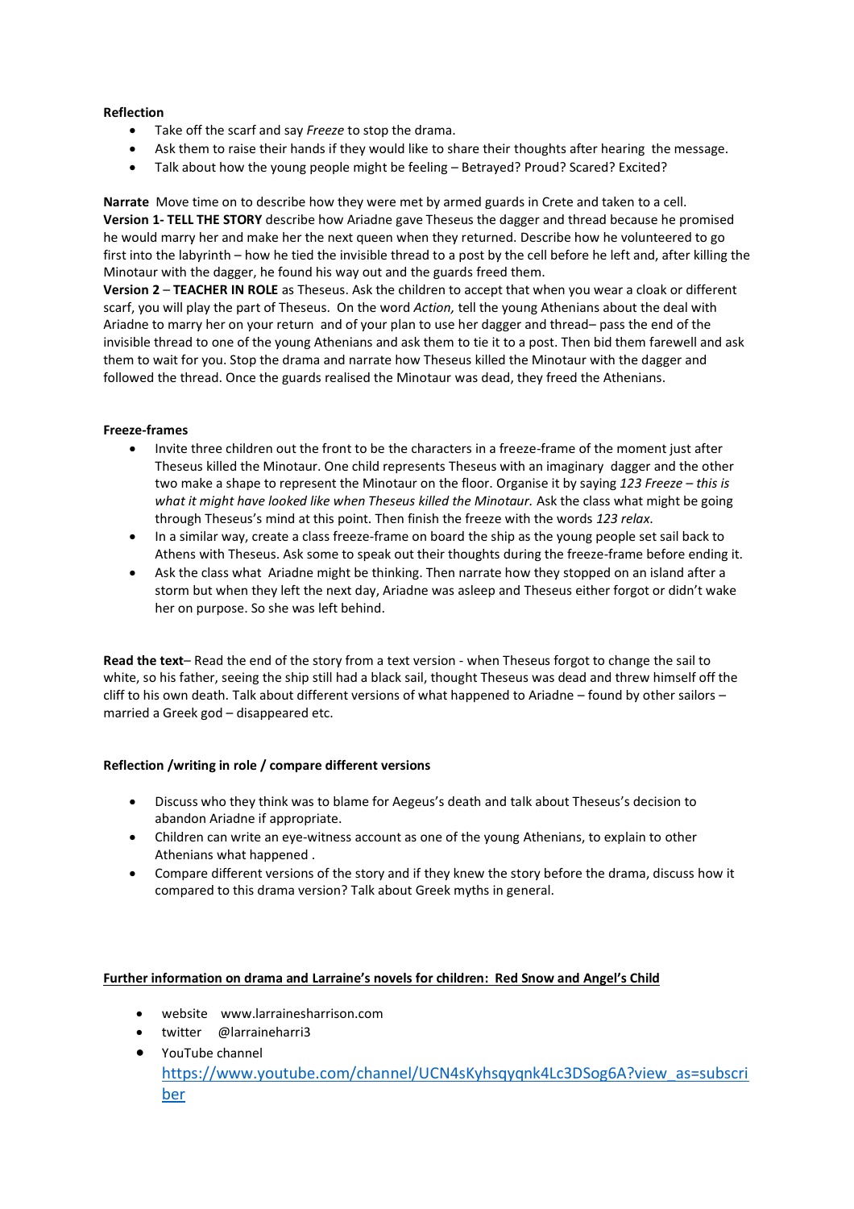**Reflection**

- Take off the scarf and say *Freeze* to stop the drama.
- Ask them to raise their hands if they would like to share their thoughts after hearing the message.
- Talk about how the young people might be feeling – Betrayed? Proud? Scared? Excited?

**Narrate** Move time on to describe how they were met by armed guards in Crete and taken to a cell.
**Version 1- TELL THE STORY** describe how Ariadne gave Theseus the dagger and thread because he promised he would marry her and make her the next queen when they returned. Describe how he volunteered to go first into the labyrinth – how he tied the invisible thread to a post by the cell before he left and, after killing the Minotaur with the dagger, he found his way out and the guards freed them.
**Version 2** – **TEACHER IN ROLE** as Theseus. Ask the children to accept that when you wear a cloak or different scarf, you will play the part of Theseus. On the word *Action,* tell the young Athenians about the deal with Ariadne to marry her on your return and of your plan to use her dagger and thread– pass the end of the invisible thread to one of the young Athenians and ask them to tie it to a post. Then bid them farewell and ask them to wait for you. Stop the drama and narrate how Theseus killed the Minotaur with the dagger and followed the thread. Once the guards realised the Minotaur was dead, they freed the Athenians.

**Freeze-frames**

- Invite three children out the front to be the characters in a freeze-frame of the moment just after Theseus killed the Minotaur. One child represents Theseus with an imaginary dagger and the other two make a shape to represent the Minotaur on the floor. Organise it by saying *123 Freeze – this is what it might have looked like when Theseus killed the Minotaur.* Ask the class what might be going through Theseus's mind at this point. Then finish the freeze with the words *123 relax.*
- In a similar way, create a class freeze-frame on board the ship as the young people set sail back to Athens with Theseus. Ask some to speak out their thoughts during the freeze-frame before ending it.
- Ask the class what Ariadne might be thinking. Then narrate how they stopped on an island after a storm but when they left the next day, Ariadne was asleep and Theseus either forgot or didn't wake her on purpose. So she was left behind.

**Read the text**– Read the end of the story from a text version - when Theseus forgot to change the sail to white, so his father, seeing the ship still had a black sail, thought Theseus was dead and threw himself off the cliff to his own death. Talk about different versions of what happened to Ariadne – found by other sailors – married a Greek god – disappeared etc.

**Reflection /writing in role / compare different versions**

- Discuss who they think was to blame for Aegeus's death and talk about Theseus's decision to abandon Ariadne if appropriate.
- Children can write an eye-witness account as one of the young Athenians, to explain to other Athenians what happened .
- Compare different versions of the story and if they knew the story before the drama, discuss how it compared to this drama version? Talk about Greek myths in general.

**Further information on drama and Larraine's novels for children: Red Snow and Angel's Child**

- website www.larrainesharrison.com
- twitter @larraineharri3
- YouTube channel [https://www.youtube.com/channel/UCN4sKyhsqyqnk4Lc3DSog6A?view_as=subscriber](https://www.youtube.com/channel/UCN4sKyhsqyqnk4Lc3DSog6A?view_as=subscriber)